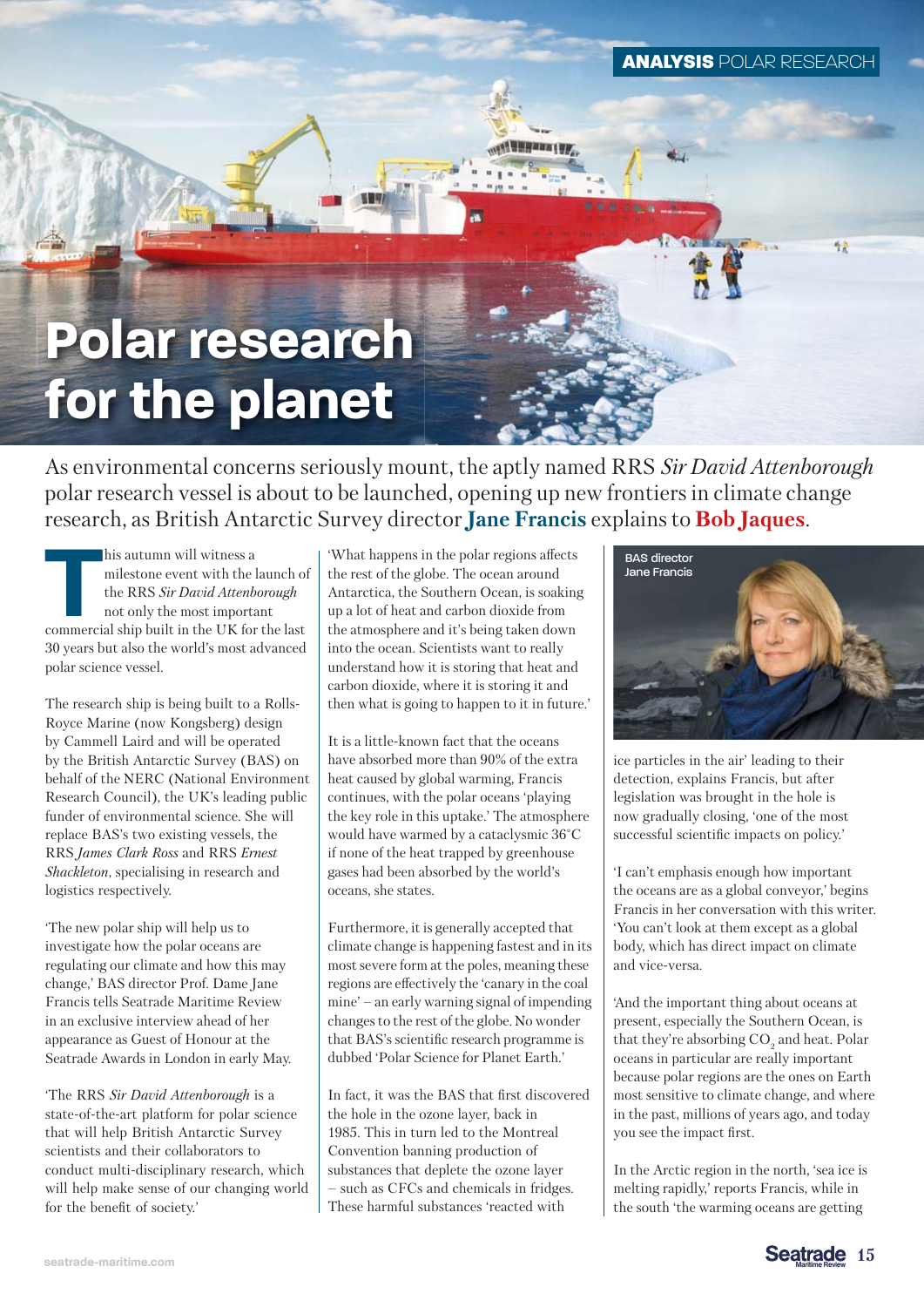# Polar research for the planet

As environmental concerns seriously mount, the aptly named RRS *Sir David Attenborough* polar research vessel is about to be launched, opening up new frontiers in climate change research, as British Antarctic Survey director **Jane Francis** explains to **Bob Jaques**.

This autumn will witness a milestone event with the launch of the RRS *Sir David Attenborough* not only the most important commercial ship built in the UK for the last 30 years but also the world's most advanced polar science vessel.

The research ship is being built to a Rolls-Royce Marine (now Kongsberg) design by Cammell Laird and will be operated by the British Antarctic Survey (BAS) on behalf of the NERC (National Environment Research Council), the UK's leading public funder of environmental science. She will replace BAS's two existing vessels, the RRS *James Clark Ross* and RRS *Ernest Shackleton*, specialising in research and logistics respectively.

'The new polar ship will help us to investigate how the polar oceans are regulating our climate and how this may change,' BAS director Prof. Dame Jane Francis tells Seatrade Maritime Review in an exclusive interview ahead of her appearance as Guest of Honour at the Seatrade Awards in London in early May.

'The RRS *Sir David Attenborough* is a state-of-the-art platform for polar science that will help British Antarctic Survey scientists and their collaborators to conduct multi-disciplinary research, which will help make sense of our changing world for the benefit of society.'

'What happens in the polar regions affects the rest of the globe. The ocean around Antarctica, the Southern Ocean, is soaking up a lot of heat and carbon dioxide from the atmosphere and it's being taken down into the ocean. Scientists want to really understand how it is storing that heat and carbon dioxide, where it is storing it and then what is going to happen to it in future.'

It is a little-known fact that the oceans have absorbed more than 90% of the extra heat caused by global warming, Francis continues, with the polar oceans 'playing the key role in this uptake.' The atmosphere would have warmed by a cataclysmic 36°C if none of the heat trapped by greenhouse gases had been absorbed by the world's oceans, she states.

Furthermore, it is generally accepted that climate change is happening fastest and in its most severe form at the poles, meaning these regions are effectively the 'canary in the coal mine' – an early warning signal of impending changes to the rest of the globe. No wonder that BAS's scientific research programme is dubbed 'Polar Science for Planet Earth.'

In fact, it was the BAS that first discovered the hole in the ozone layer, back in 1985. This in turn led to the Montreal Convention banning production of substances that deplete the ozone layer – such as CFCs and chemicals in fridges. These harmful substances 'reacted with ice particles in the air' leading to their detection, explains Francis, but after legislation was brought in the hole is now gradually closing, 'one of the most successful scientific impacts on policy.'

BAS director Jane Francis

'I can't emphasis enough how important the oceans are as a global conveyor,' begins Francis in her conversation with this writer. 'You can't look at them except as a global body, which has direct impact on climate and vice-versa.

'And the important thing about oceans at present, especially the Southern Ocean, is that they're absorbing $CO_2$ and heat. Polar oceans in particular are really important because polar regions are the ones on Earth most sensitive to climate change, and where in the past, millions of years ago, and today you see the impact first.

In the Arctic region in the north, 'sea ice is melting rapidly,' reports Francis, while in the south 'the warming oceans are getting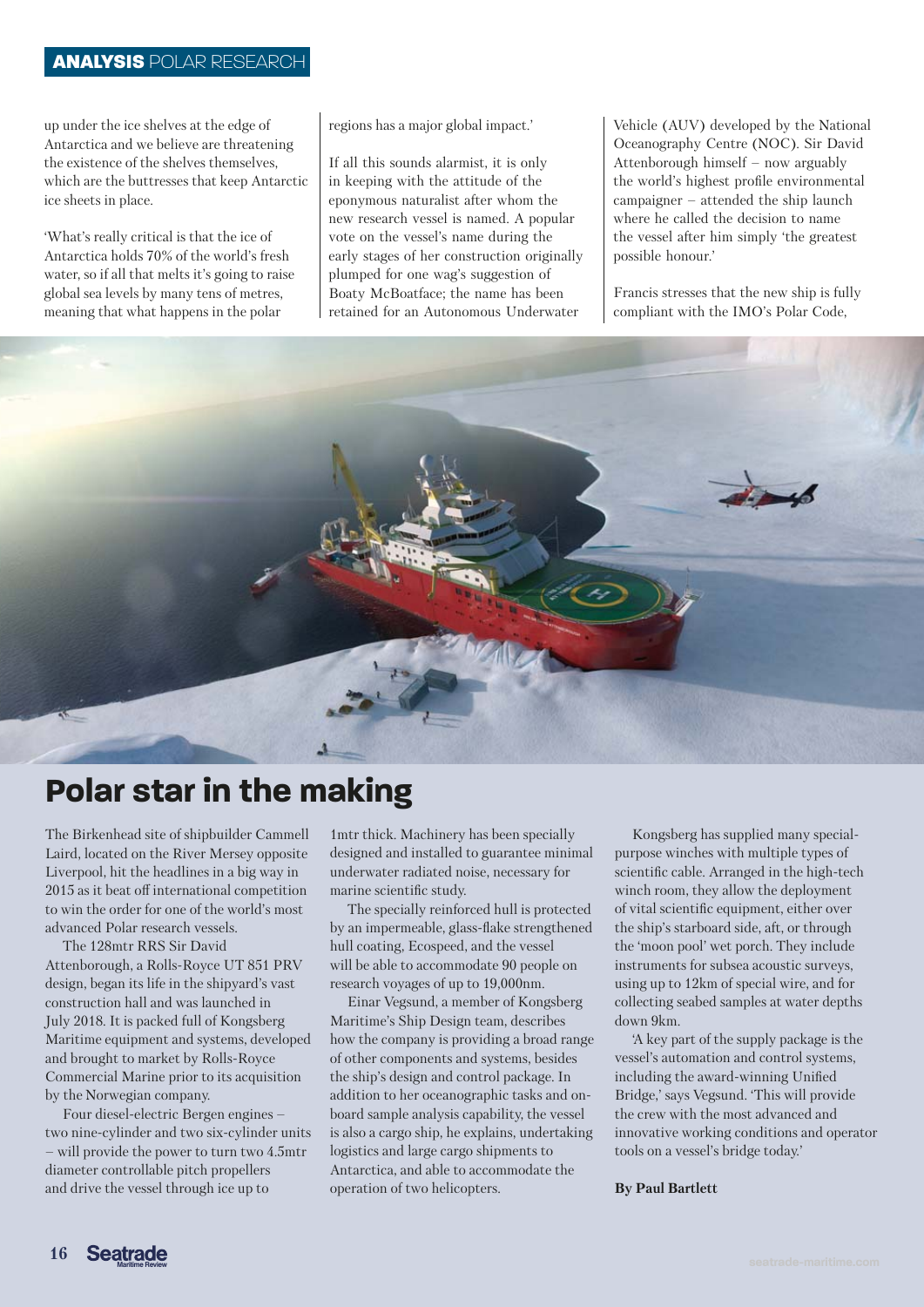up under the ice shelves at the edge of Antarctica and we believe are threatening the existence of the shelves themselves, which are the buttresses that keep Antarctic ice sheets in place.

'What's really critical is that the ice of Antarctica holds 70% of the world's fresh water, so if all that melts it's going to raise global sea levels by many tens of metres, meaning that what happens in the polar regions has a major global impact.'

If all this sounds alarmist, it is only in keeping with the attitude of the eponymous naturalist after whom the new research vessel is named. A popular vote on the vessel's name during the early stages of her construction originally plumped for one wag's suggestion of Boaty McBoatface; the name has been retained for an Autonomous Underwater Vehicle (AUV) developed by the National Oceanography Centre (NOC). Sir David Attenborough himself – now arguably the world's highest profile environmental campaigner – attended the ship launch where he called the decision to name the vessel after him simply 'the greatest possible honour.'

Francis stresses that the new ship is fully compliant with the IMO's Polar Code,

## Polar star in the making

The Birkenhead site of shipbuilder Cammell Laird, located on the River Mersey opposite Liverpool, hit the headlines in a big way in 2015 as it beat off international competition to win the order for one of the world's most advanced Polar research vessels.

The 128mtr RRS Sir David Attenborough, a Rolls-Royce UT 851 PRV design, began its life in the shipyard's vast construction hall and was launched in July 2018. It is packed full of Kongsberg Maritime equipment and systems, developed and brought to market by Rolls-Royce Commercial Marine prior to its acquisition by the Norwegian company.

Four diesel-electric Bergen engines – two nine-cylinder and two six-cylinder units – will provide the power to turn two 4.5mtr diameter controllable pitch propellers and drive the vessel through ice up to 1mtr thick. Machinery has been specially designed and installed to guarantee minimal underwater radiated noise, necessary for marine scientific study.

The specially reinforced hull is protected by an impermeable, glass-flake strengthened hull coating, Ecospeed, and the vessel will be able to accommodate 90 people on research voyages of up to 19,000nm.

Einar Vegsund, a member of Kongsberg Maritime's Ship Design team, describes how the company is providing a broad range of other components and systems, besides the ship's design and control package. In addition to her oceanographic tasks and on-board sample analysis capability, the vessel is also a cargo ship, he explains, undertaking logistics and large cargo shipments to Antarctica, and able to accommodate the operation of two helicopters.

Kongsberg has supplied many special-purpose winches with multiple types of scientific cable. Arranged in the high-tech winch room, they allow the deployment of vital scientific equipment, either over the ship's starboard side, aft, or through the 'moon pool' wet porch. They include instruments for subsea acoustic surveys, using up to 12km of special wire, and for collecting seabed samples at water depths down 9km.

'A key part of the supply package is the vessel's automation and control systems, including the award-winning Unified Bridge,' says Vegsund. 'This will provide the crew with the most advanced and innovative working conditions and operator tools on a vessel's bridge today.'

**By Paul Bartlett**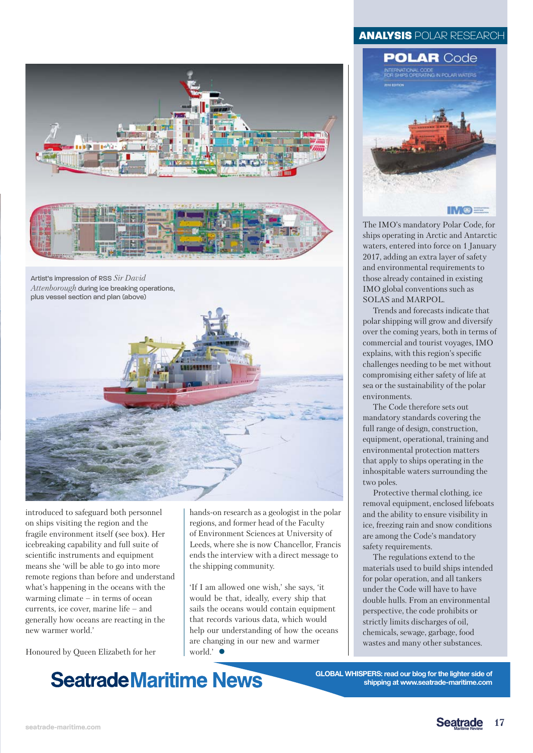Artist's impression of RSS *Sir David Attenborough* during ice breaking operations, plus vessel section and plan (above)

introduced to safeguard both personnel on ships visiting the region and the fragile environment itself (see box). Her icebreaking capability and full suite of scientific instruments and equipment means she 'will be able to go into more remote regions than before and understand what's happening in the oceans with the warming climate – in terms of ocean currents, ice cover, marine life – and generally how oceans are reacting in the new warmer world.'

Honoured by Queen Elizabeth for her hands-on research as a geologist in the polar regions, and former head of the Faculty of Environment Sciences at University of Leeds, where she is now Chancellor, Francis ends the interview with a direct message to the shipping community.

'If I am allowed one wish,' she says, 'it would be that, ideally, every ship that sails the oceans would contain equipment that records various data, which would help our understanding of how the oceans are changing in our new and warmer world.' ●

## ANALYSIS POLAR RESEARCH

The IMO's mandatory Polar Code, for ships operating in Arctic and Antarctic waters, entered into force on 1 January 2017, adding an extra layer of safety and environmental requirements to those already contained in existing IMO global conventions such as SOLAS and MARPOL.

Trends and forecasts indicate that polar shipping will grow and diversify over the coming years, both in terms of commercial and tourist voyages, IMO explains, with this region's specific challenges needing to be met without compromising either safety of life at sea or the sustainability of the polar environments.

The Code therefore sets out mandatory standards covering the full range of design, construction, equipment, operational, training and environmental protection matters that apply to ships operating in the inhospitable waters surrounding the two poles.

Protective thermal clothing, ice removal equipment, enclosed lifeboats and the ability to ensure visibility in ice, freezing rain and snow conditions are among the Code's mandatory safety requirements.

The regulations extend to the materials used to build ships intended for polar operation, and all tankers under the Code will have to have double hulls. From an environmental perspective, the code prohibits or strictly limits discharges of oil, chemicals, sewage, garbage, food wastes and many other substances.

**Seatrade Maritime News**

**GLOBAL WHISPERS: read our blog for the lighter side of shipping at www.seatrade-maritime.com**